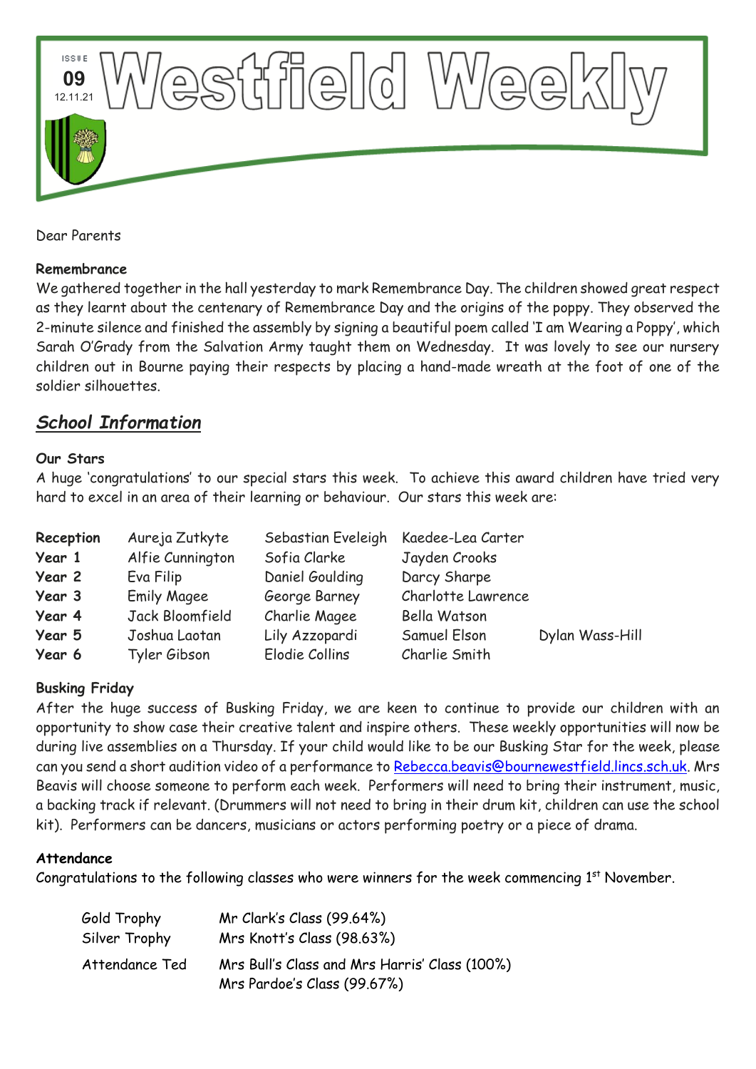ISSUE 09 12.11.21

# Westfield Weekly

Dear Parents

**Remembrance**

We gathered together in the hall yesterday to mark Remembrance Day. The children showed great respect as they learnt about the centenary of Remembrance Day and the origins of the poppy. They observed the 2-minute silence and finished the assembly by signing a beautiful poem called 'I am Wearing a Poppy', which Sarah O'Grady from the Salvation Army taught them on Wednesday. It was lovely to see our nursery children out in Bourne paying their respects by placing a hand-made wreath at the foot of one of the soldier silhouettes.

## *School Information*

**Our Stars**

A huge 'congratulations' to our special stars this week. To achieve this award children have tried very hard to excel in an area of their learning or behaviour. Our stars this week are:

| | | | | |
|---|---|---|---|---|
| **Reception** | Aureja Zutkyte | Sebastian Eveleigh | Kaedee-Lea Carter | |
| **Year 1** | Alfie Cunnington | Sofia Clarke | Jayden Crooks | |
| **Year 2** | Eva Filip | Daniel Goulding | Darcy Sharpe | |
| **Year 3** | Emily Magee | George Barney | Charlotte Lawrence | |
| **Year 4** | Jack Bloomfield | Charlie Magee | Bella Watson | |
| **Year 5** | Joshua Laotan | Lily Azzopardi | Samuel Elson | Dylan Wass-Hill |
| **Year 6** | Tyler Gibson | Elodie Collins | Charlie Smith | |

**Busking Friday**

After the huge success of Busking Friday, we are keen to continue to provide our children with an opportunity to show case their creative talent and inspire others. These weekly opportunities will now be during live assemblies on a Thursday. If your child would like to be our Busking Star for the week, please can you send a short audition video of a performance to Rebecca.beavis@bournewestfield.lincs.sch.uk. Mrs Beavis will choose someone to perform each week. Performers will need to bring their instrument, music, a backing track if relevant. (Drummers will not need to bring in their drum kit, children can use the school kit). Performers can be dancers, musicians or actors performing poetry or a piece of drama.

**Attendance**

Congratulations to the following classes who were winners for the week commencing 1st November.

| | |
|---|---|
| Gold Trophy | Mr Clark's Class (99.64%) |
| Silver Trophy | Mrs Knott's Class (98.63%) |
| Attendance Ted | Mrs Bull's Class and Mrs Harris' Class (100%) |
| | Mrs Pardoe's Class (99.67%) |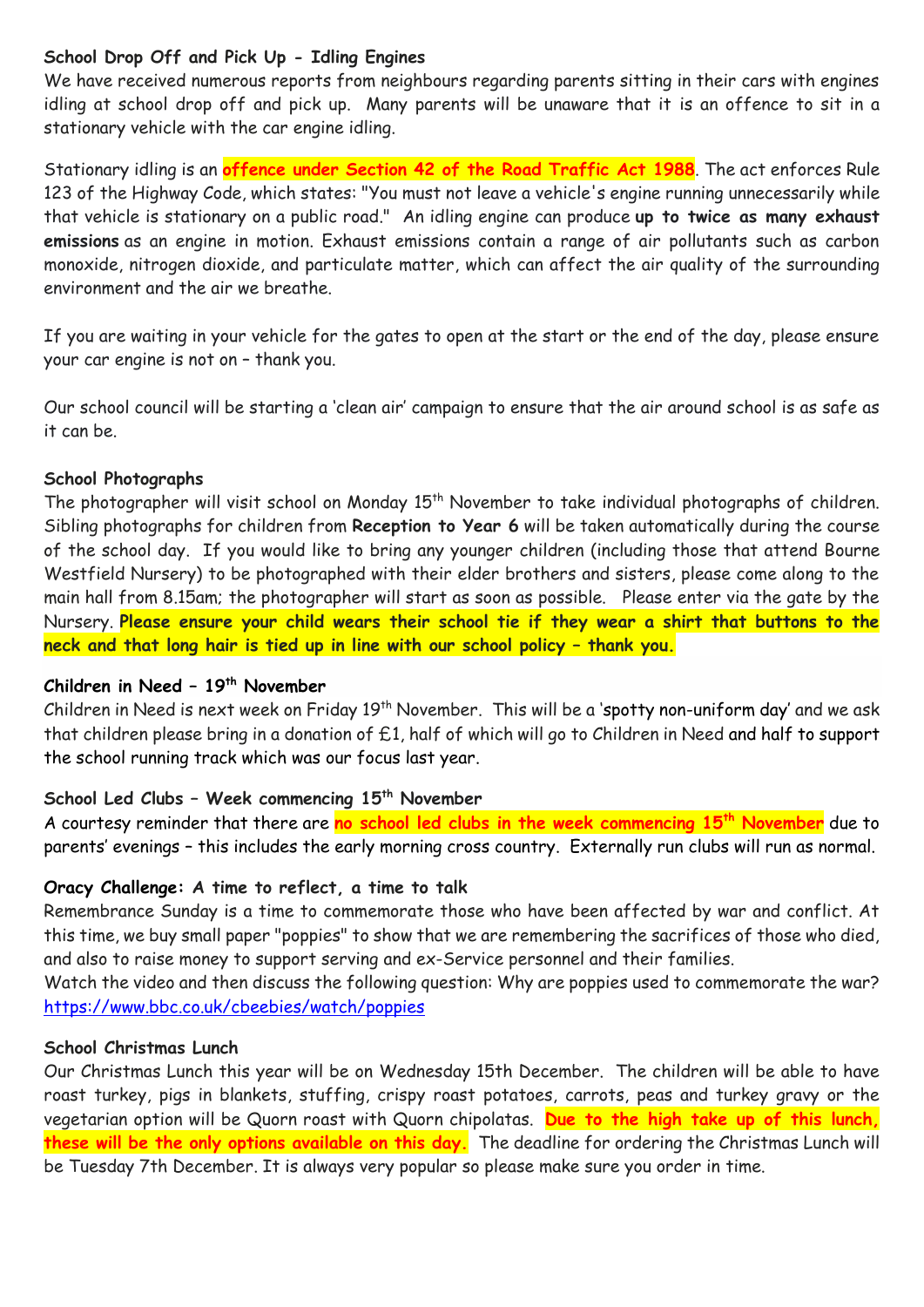**School Drop Off and Pick Up - Idling Engines**

We have received numerous reports from neighbours regarding parents sitting in their cars with engines idling at school drop off and pick up. Many parents will be unaware that it is an offence to sit in a stationary vehicle with the car engine idling.

Stationary idling is an **offence under Section 42 of the Road Traffic Act 1988**. The act enforces Rule 123 of the Highway Code, which states: "You must not leave a vehicle's engine running unnecessarily while that vehicle is stationary on a public road." An idling engine can produce **up to twice as many exhaust emissions** as an engine in motion. Exhaust emissions contain a range of air pollutants such as carbon monoxide, nitrogen dioxide, and particulate matter, which can affect the air quality of the surrounding environment and the air we breathe.

If you are waiting in your vehicle for the gates to open at the start or the end of the day, please ensure your car engine is not on – thank you.

Our school council will be starting a 'clean air' campaign to ensure that the air around school is as safe as it can be.

**School Photographs**

The photographer will visit school on Monday 15th November to take individual photographs of children. Sibling photographs for children from **Reception to Year 6** will be taken automatically during the course of the school day. If you would like to bring any younger children (including those that attend Bourne Westfield Nursery) to be photographed with their elder brothers and sisters, please come along to the main hall from 8.15am; the photographer will start as soon as possible. Please enter via the gate by the Nursery. **Please ensure your child wears their school tie if they wear a shirt that buttons to the neck and that long hair is tied up in line with our school policy – thank you.**

**Children in Need – 19th November**

Children in Need is next week on Friday 19th November. This will be a 'spotty non-uniform day' and we ask that children please bring in a donation of £1, half of which will go to Children in Need and half to support the school running track which was our focus last year.

**School Led Clubs – Week commencing 15th November**

A courtesy reminder that there are **no school led clubs in the week commencing 15th November** due to parents' evenings – this includes the early morning cross country. Externally run clubs will run as normal.

**Oracy Challenge: A time to reflect, a time to talk**

Remembrance Sunday is a time to commemorate those who have been affected by war and conflict. At this time, we buy small paper "poppies" to show that we are remembering the sacrifices of those who died, and also to raise money to support serving and ex-Service personnel and their families.

Watch the video and then discuss the following question: Why are poppies used to commemorate the war?

https://www.bbc.co.uk/cbeebies/watch/poppies

**School Christmas Lunch**

Our Christmas Lunch this year will be on Wednesday 15th December. The children will be able to have roast turkey, pigs in blankets, stuffing, crispy roast potatoes, carrots, peas and turkey gravy or the vegetarian option will be Quorn roast with Quorn chipolatas. **Due to the high take up of this lunch, these will be the only options available on this day.** The deadline for ordering the Christmas Lunch will be Tuesday 7th December. It is always very popular so please make sure you order in time.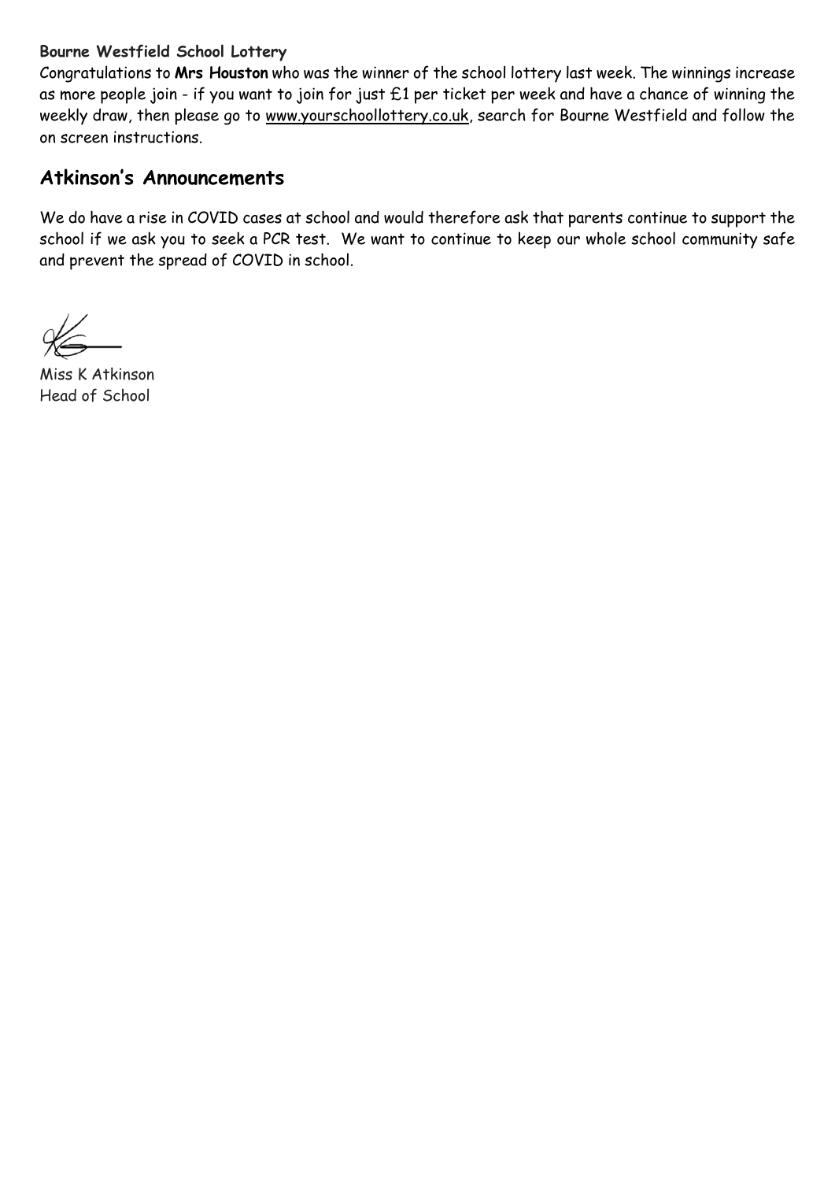**Bourne Westfield School Lottery**

Congratulations to **Mrs Houston** who was the winner of the school lottery last week. The winnings increase as more people join - if you want to join for just £1 per ticket per week and have a chance of winning the weekly draw, then please go to www.yourschoollottery.co.uk, search for Bourne Westfield and follow the on screen instructions.

## Atkinson's Announcements

We do have a rise in COVID cases at school and would therefore ask that parents continue to support the school if we ask you to seek a PCR test. We want to continue to keep our whole school community safe and prevent the spread of COVID in school.

Miss K Atkinson
Head of School